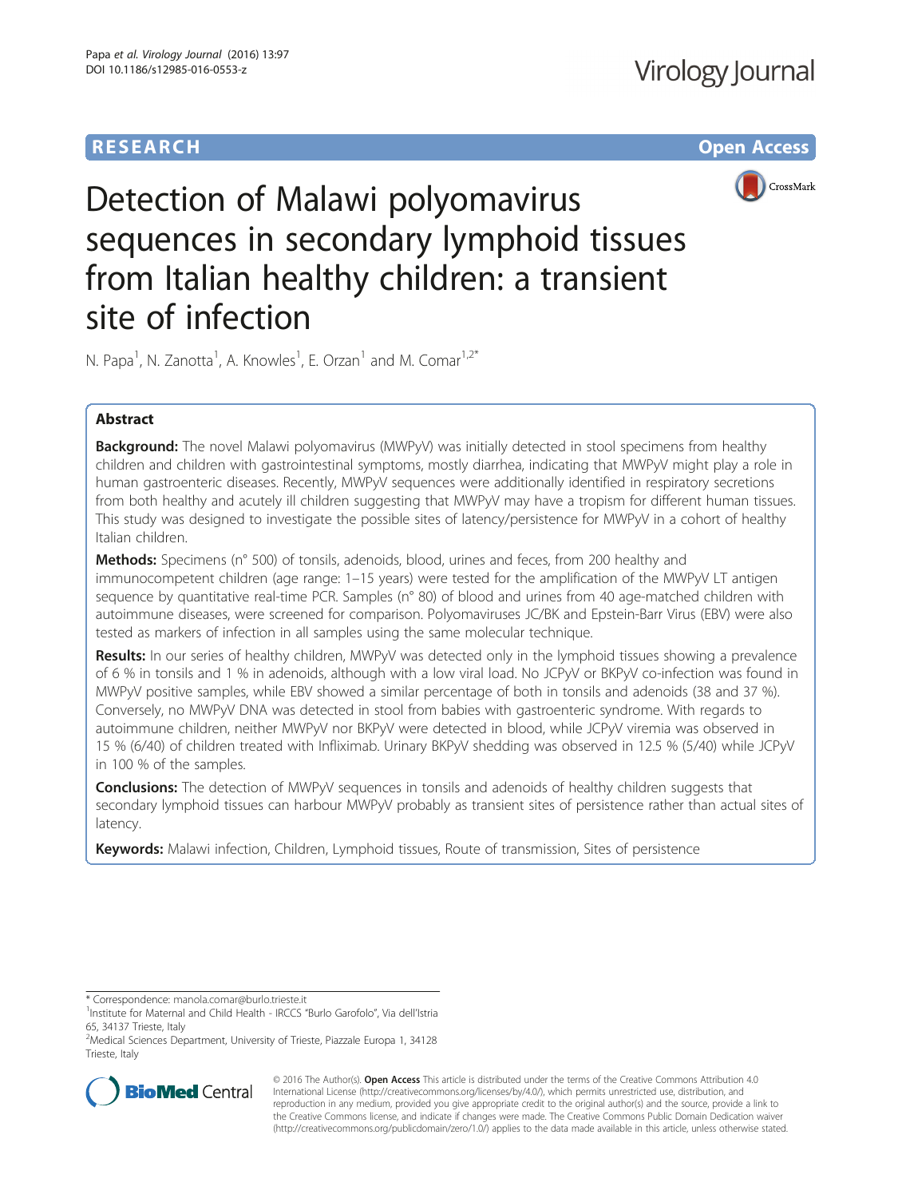RESEARCH

Open Access

# Detection of Malawi polyomavirus sequences in secondary lymphoid tissues from Italian healthy children: a transient site of infection

N. Papa[1], N. Zanotta[1], A. Knowles[1], E. Orzan[1] and M. Comar[1,2*]

## Abstract

**Background:** The novel Malawi polyomavirus (MWPyV) was initially detected in stool specimens from healthy children and children with gastrointestinal symptoms, mostly diarrhea, indicating that MWPyV might play a role in human gastroenteric diseases. Recently, MWPyV sequences were additionally identified in respiratory secretions from both healthy and acutely ill children suggesting that MWPyV may have a tropism for different human tissues. This study was designed to investigate the possible sites of latency/persistence for MWPyV in a cohort of healthy Italian children.

**Methods:** Specimens (n° 500) of tonsils, adenoids, blood, urines and feces, from 200 healthy and immunocompetent children (age range: 1–15 years) were tested for the amplification of the MWPyV LT antigen sequence by quantitative real-time PCR. Samples (n° 80) of blood and urines from 40 age-matched children with autoimmune diseases, were screened for comparison. Polyomaviruses JC/BK and Epstein-Barr Virus (EBV) were also tested as markers of infection in all samples using the same molecular technique.

**Results:** In our series of healthy children, MWPyV was detected only in the lymphoid tissues showing a prevalence of 6 % in tonsils and 1 % in adenoids, although with a low viral load. No JCPyV or BKPyV co-infection was found in MWPyV positive samples, while EBV showed a similar percentage of both in tonsils and adenoids (38 and 37 %). Conversely, no MWPyV DNA was detected in stool from babies with gastroenteric syndrome. With regards to autoimmune children, neither MWPyV nor BKPyV were detected in blood, while JCPyV viremia was observed in 15 % (6/40) of children treated with Infliximab. Urinary BKPyV shedding was observed in 12.5 % (5/40) while JCPyV in 100 % of the samples.

**Conclusions:** The detection of MWPyV sequences in tonsils and adenoids of healthy children suggests that secondary lymphoid tissues can harbour MWPyV probably as transient sites of persistence rather than actual sites of latency.

**Keywords:** Malawi infection, Children, Lymphoid tissues, Route of transmission, Sites of persistence

* Correspondence: manola.comar@burlo.trieste.it
[1]Institute for Maternal and Child Health - IRCCS "Burlo Garofolo", Via dell'Istria 65, 34137 Trieste, Italy
[2]Medical Sciences Department, University of Trieste, Piazzale Europa 1, 34128 Trieste, Italy

© 2016 The Author(s). **Open Access** This article is distributed under the terms of the Creative Commons Attribution 4.0 International License (http://creativecommons.org/licenses/by/4.0/), which permits unrestricted use, distribution, and reproduction in any medium, provided you give appropriate credit to the original author(s) and the source, provide a link to the Creative Commons license, and indicate if changes were made. The Creative Commons Public Domain Dedication waiver (http://creativecommons.org/publicdomain/zero/1.0/) applies to the data made available in this article, unless otherwise stated.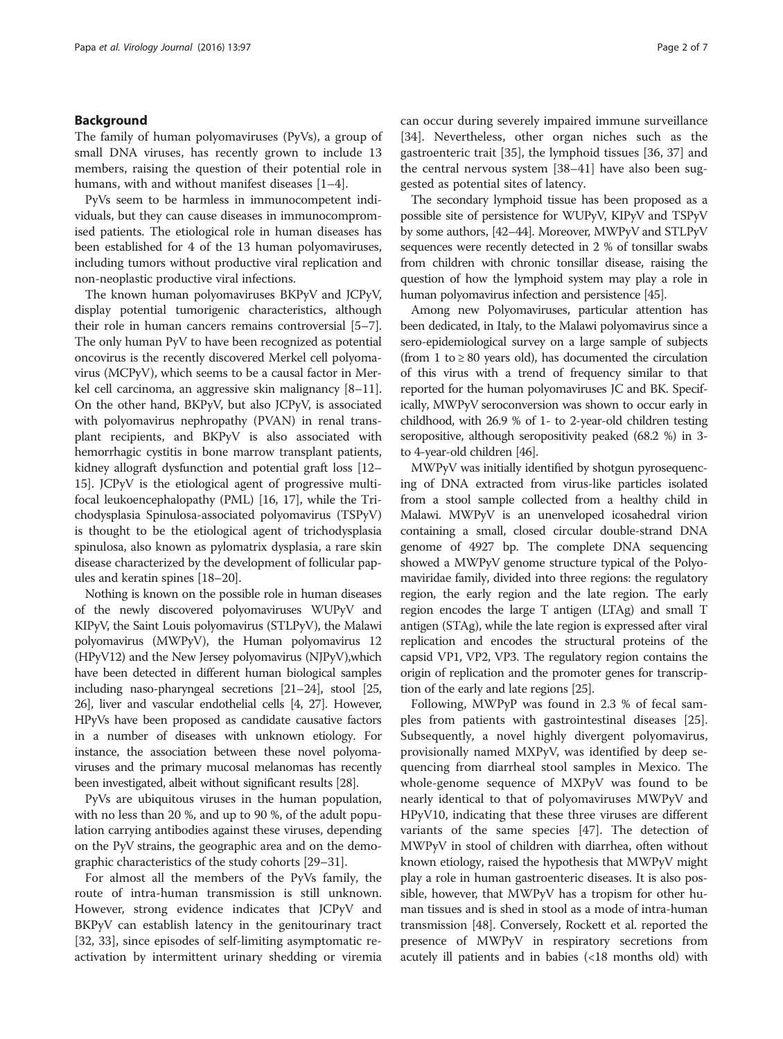## Background

The family of human polyomaviruses (PyVs), a group of small DNA viruses, has recently grown to include 13 members, raising the question of their potential role in humans, with and without manifest diseases [1–4].

PyVs seem to be harmless in immunocompetent individuals, but they can cause diseases in immunocompromised patients. The etiological role in human diseases has been established for 4 of the 13 human polyomaviruses, including tumors without productive viral replication and non-neoplastic productive viral infections.

The known human polyomaviruses BKPyV and JCPyV, display potential tumorigenic characteristics, although their role in human cancers remains controversial [5–7]. The only human PyV to have been recognized as potential oncovirus is the recently discovered Merkel cell polyomavirus (MCPyV), which seems to be a causal factor in Merkel cell carcinoma, an aggressive skin malignancy [8–11]. On the other hand, BKPyV, but also JCPyV, is associated with polyomavirus nephropathy (PVAN) in renal transplant recipients, and BKPyV is also associated with hemorrhagic cystitis in bone marrow transplant patients, kidney allograft dysfunction and potential graft loss [12–15]. JCPyV is the etiological agent of progressive multifocal leukoencephalopathy (PML) [16, 17], while the Trichodysplasia Spinulosa-associated polyomavirus (TSPyV) is thought to be the etiological agent of trichodysplasia spinulosa, also known as pylomatrix dysplasia, a rare skin disease characterized by the development of follicular papules and keratin spines [18–20].

Nothing is known on the possible role in human diseases of the newly discovered polyomaviruses WUPyV and KIPyV, the Saint Louis polyomavirus (STLPyV), the Malawi polyomavirus (MWPyV), the Human polyomavirus 12 (HPyV12) and the New Jersey polyomavirus (NJPyV),which have been detected in different human biological samples including naso-pharyngeal secretions [21–24], stool [25, 26], liver and vascular endothelial cells [4, 27]. However, HPyVs have been proposed as candidate causative factors in a number of diseases with unknown etiology. For instance, the association between these novel polyomaviruses and the primary mucosal melanomas has recently been investigated, albeit without significant results [28].

PyVs are ubiquitous viruses in the human population, with no less than 20 %, and up to 90 %, of the adult population carrying antibodies against these viruses, depending on the PyV strains, the geographic area and on the demographic characteristics of the study cohorts [29–31].

For almost all the members of the PyVs family, the route of intra-human transmission is still unknown. However, strong evidence indicates that JCPyV and BKPyV can establish latency in the genitourinary tract [32, 33], since episodes of self-limiting asymptomatic reactivation by intermittent urinary shedding or viremia can occur during severely impaired immune surveillance [34]. Nevertheless, other organ niches such as the gastroenteric trait [35], the lymphoid tissues [36, 37] and the central nervous system [38–41] have also been suggested as potential sites of latency.

The secondary lymphoid tissue has been proposed as a possible site of persistence for WUPyV, KIPyV and TSPyV by some authors, [42–44]. Moreover, MWPyV and STLPyV sequences were recently detected in 2 % of tonsillar swabs from children with chronic tonsillar disease, raising the question of how the lymphoid system may play a role in human polyomavirus infection and persistence [45].

Among new Polyomaviruses, particular attention has been dedicated, in Italy, to the Malawi polyomavirus since a sero-epidemiological survey on a large sample of subjects (from 1 to ≥ 80 years old), has documented the circulation of this virus with a trend of frequency similar to that reported for the human polyomaviruses JC and BK. Specifically, MWPyV seroconversion was shown to occur early in childhood, with 26.9 % of 1- to 2-year-old children testing seropositive, although seropositivity peaked (68.2 %) in 3- to 4-year-old children [46].

MWPyV was initially identified by shotgun pyrosequencing of DNA extracted from virus-like particles isolated from a stool sample collected from a healthy child in Malawi. MWPyV is an unenveloped icosahedral virion containing a small, closed circular double-strand DNA genome of 4927 bp. The complete DNA sequencing showed a MWPyV genome structure typical of the Polyomaviridae family, divided into three regions: the regulatory region, the early region and the late region. The early region encodes the large T antigen (LTAg) and small T antigen (STAg), while the late region is expressed after viral replication and encodes the structural proteins of the capsid VP1, VP2, VP3. The regulatory region contains the origin of replication and the promoter genes for transcription of the early and late regions [25].

Following, MWPyP was found in 2.3 % of fecal samples from patients with gastrointestinal diseases [25]. Subsequently, a novel highly divergent polyomavirus, provisionally named MXPyV, was identified by deep sequencing from diarrheal stool samples in Mexico. The whole-genome sequence of MXPyV was found to be nearly identical to that of polyomaviruses MWPyV and HPyV10, indicating that these three viruses are different variants of the same species [47]. The detection of MWPyV in stool of children with diarrhea, often without known etiology, raised the hypothesis that MWPyV might play a role in human gastroenteric diseases. It is also possible, however, that MWPyV has a tropism for other human tissues and is shed in stool as a mode of intra-human transmission [48]. Conversely, Rockett et al. reported the presence of MWPyV in respiratory secretions from acutely ill patients and in babies (<18 months old) with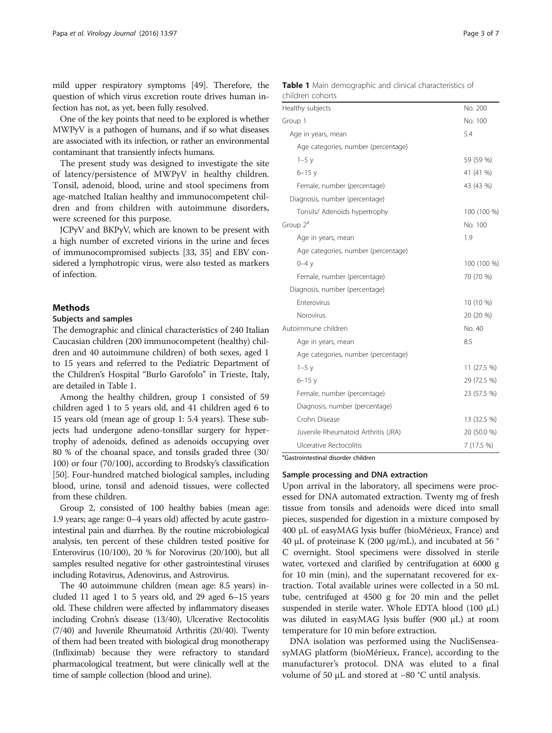mild upper respiratory symptoms [49]. Therefore, the question of which virus excretion route drives human infection has not, as yet, been fully resolved.

One of the key points that need to be explored is whether MWPyV is a pathogen of humans, and if so what diseases are associated with its infection, or rather an environmental contaminant that transiently infects humans.

The present study was designed to investigate the site of latency/persistence of MWPyV in healthy children. Tonsil, adenoid, blood, urine and stool specimens from age-matched Italian healthy and immunocompetent children and from children with autoimmune disorders, were screened for this purpose.

JCPyV and BKPyV, which are known to be present with a high number of excreted virions in the urine and feces of immunocompromised subjects [33, 35] and EBV considered a lymphotropic virus, were also tested as markers of infection.

## Methods

### Subjects and samples

The demographic and clinical characteristics of 240 Italian Caucasian children (200 immunocompetent (healthy) children and 40 autoimmune children) of both sexes, aged 1 to 15 years and referred to the Pediatric Department of the Children's Hospital "Burlo Garofolo" in Trieste, Italy, are detailed in Table 1.

Among the healthy children, group 1 consisted of 59 children aged 1 to 5 years old, and 41 children aged 6 to 15 years old (mean age of group 1: 5.4 years). These subjects had undergone adeno-tonsillar surgery for hypertrophy of adenoids, defined as adenoids occupying over 80 % of the choanal space, and tonsils graded three (30/100) or four (70/100), according to Brodsky's classification [50]. Four-hundred matched biological samples, including blood, urine, tonsil and adenoid tissues, were collected from these children.

Group 2, consisted of 100 healthy babies (mean age: 1.9 years; age range: 0–4 years old) affected by acute gastrointestinal pain and diarrhea. By the routine microbiological analysis, ten percent of these children tested positive for Enterovirus (10/100), 20 % for Norovirus (20/100), but all samples resulted negative for other gastrointestinal viruses including Rotavirus, Adenovirus, and Astrovirus.

The 40 autoimmune children (mean age: 8.5 years) included 11 aged 1 to 5 years old, and 29 aged 6–15 years old. These children were affected by inflammatory diseases including Crohn's disease (13/40), Ulcerative Rectocolitis (7/40) and Juvenile Rheumatoid Arthritis (20/40). Twenty of them had been treated with biological drug monotherapy (Infliximab) because they were refractory to standard pharmacological treatment, but were clinically well at the time of sample collection (blood and urine).

**Table 1** Main demographic and clinical characteristics of children cohorts

| | |
|---|---|
| Healthy subjects | No. 200 |
| Group 1 | No. 100 |
| Age in years, mean | 5.4 |
| Age categories, number (percentage) | |
| 1–5 y | 59 (59 %) |
| 6–15 y | 41 (41 %) |
| Female, number (percentage) | 43 (43 %) |
| Diagnosis, number (percentage) | |
| Tonsils/ Adenoids hypertrophy | 100 (100 %) |
| Group 2[a] | No. 100 |
| Age in years, mean | 1.9 |
| Age categories, number (percentage) | |
| 0–4 y | 100 (100 %) |
| Female, number (percentage) | 70 (70 %) |
| Diagnosis, number (percentage) | |
| Enterovirus | 10 (10 %) |
| Norovirus | 20 (20 %) |
| Autoimmune children | No. 40 |
| Age in years, mean | 8.5 |
| Age categories, number (percentage) | |
| 1–5 y | 11 (27.5 %) |
| 6–15 y | 29 (72.5 %) |
| Female, number (percentage) | 23 (57.5 %) |
| Diagnosis, number (percentage) | |
| Crohn Disease | 13 (32.5 %) |
| Juvenile Rheumatoid Arthritis (JRA) | 20 (50.0 %) |
| Ulcerative Rectocolitis | 7 (17.5 %) |

[a]Gastrointestinal disorder children

### Sample processing and DNA extraction

Upon arrival in the laboratory, all specimens were processed for DNA automated extraction. Twenty mg of fresh tissue from tonsils and adenoids were diced into small pieces, suspended for digestion in a mixture composed by 400 μL of easyMAG lysis buffer (bioMérieux, France) and 40 μL of proteinase K (200 μg/mL), and incubated at 56 °C overnight. Stool specimens were dissolved in sterile water, vortexed and clarified by centrifugation at 6000 g for 10 min (min), and the supernatant recovered for extraction. Total available urines were collected in a 50 mL tube, centrifuged at 4500 g for 20 min and the pellet suspended in sterile water. Whole EDTA blood (100 μL) was diluted in easyMAG lysis buffer (900 μL) at room temperature for 10 min before extraction.

DNA isolation was performed using the NucliSenseasyMAG platform (bioMérieux, France), according to the manufacturer's protocol. DNA was eluted to a final volume of 50 μL and stored at −80 °C until analysis.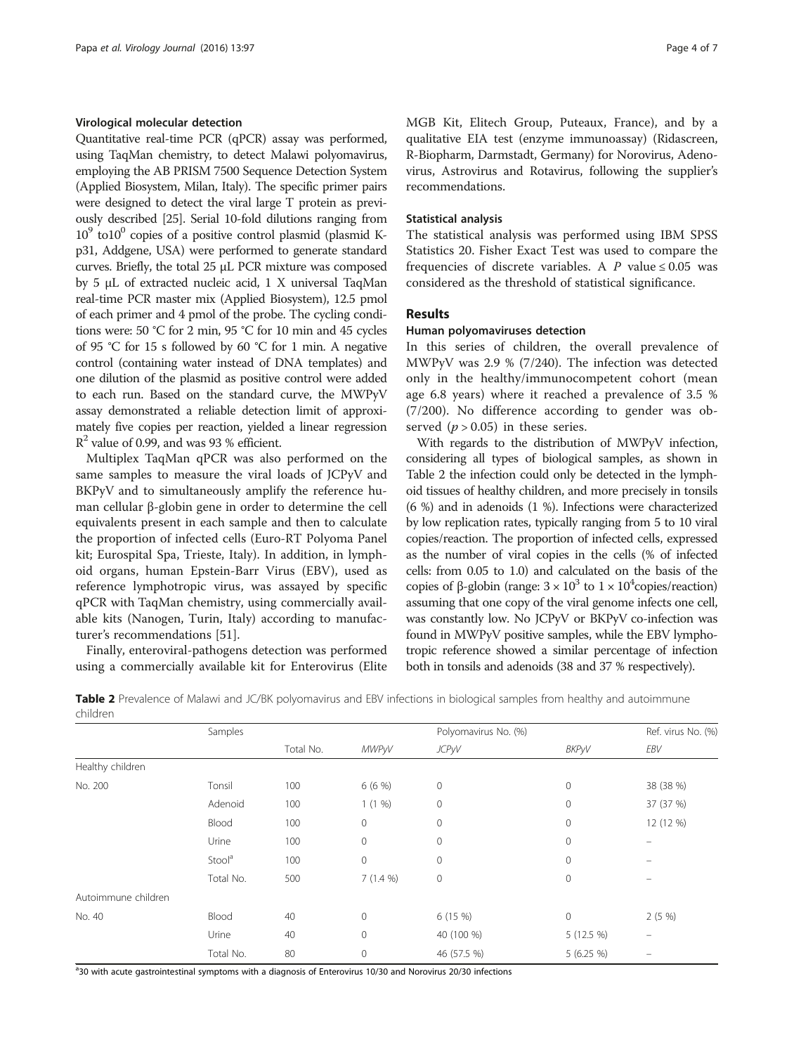### Virological molecular detection

Quantitative real-time PCR (qPCR) assay was performed, using TaqMan chemistry, to detect Malawi polyomavirus, employing the AB PRISM 7500 Sequence Detection System (Applied Biosystem, Milan, Italy). The specific primer pairs were designed to detect the viral large T protein as previously described [25]. Serial 10-fold dilutions ranging from $10^9$ to$10^0$ copies of a positive control plasmid (plasmid K-p31, Addgene, USA) were performed to generate standard curves. Briefly, the total 25 μL PCR mixture was composed by 5 μL of extracted nucleic acid, 1 X universal TaqMan real-time PCR master mix (Applied Biosystem), 12.5 pmol of each primer and 4 pmol of the probe. The cycling conditions were: 50 °C for 2 min, 95 °C for 10 min and 45 cycles of 95 °C for 15 s followed by 60 °C for 1 min. A negative control (containing water instead of DNA templates) and one dilution of the plasmid as positive control were added to each run. Based on the standard curve, the MWPyV assay demonstrated a reliable detection limit of approximately five copies per reaction, yielded a linear regression $R^2$ value of 0.99, and was 93 % efficient.

Multiplex TaqMan qPCR was also performed on the same samples to measure the viral loads of JCPyV and BKPyV and to simultaneously amplify the reference human cellular β-globin gene in order to determine the cell equivalents present in each sample and then to calculate the proportion of infected cells (Euro-RT Polyoma Panel kit; Eurospital Spa, Trieste, Italy). In addition, in lymphoid organs, human Epstein-Barr Virus (EBV), used as reference lymphotropic virus, was assayed by specific qPCR with TaqMan chemistry, using commercially available kits (Nanogen, Turin, Italy) according to manufacturer's recommendations [51].

Finally, enteroviral-pathogens detection was performed using a commercially available kit for Enterovirus (Elite MGB Kit, Elitech Group, Puteaux, France), and by a qualitative EIA test (enzyme immunoassay) (Ridascreen, R-Biopharm, Darmstadt, Germany) for Norovirus, Adenovirus, Astrovirus and Rotavirus, following the supplier's recommendations.

### Statistical analysis

The statistical analysis was performed using IBM SPSS Statistics 20. Fisher Exact Test was used to compare the frequencies of discrete variables. A $P$ value ≤ 0.05 was considered as the threshold of statistical significance.

## Results

### Human polyomaviruses detection

In this series of children, the overall prevalence of MWPyV was 2.9 % (7/240). The infection was detected only in the healthy/immunocompetent cohort (mean age 6.8 years) where it reached a prevalence of 3.5 % (7/200). No difference according to gender was observed ($p > 0.05$) in these series.

With regards to the distribution of MWPyV infection, considering all types of biological samples, as shown in Table 2 the infection could only be detected in the lymphoid tissues of healthy children, and more precisely in tonsils (6 %) and in adenoids (1 %). Infections were characterized by low replication rates, typically ranging from 5 to 10 viral copies/reaction. The proportion of infected cells, expressed as the number of viral copies in the cells (% of infected cells: from 0.05 to 1.0) and calculated on the basis of the copies of β-globin (range: $3 \times 10^3$ to $1 \times 10^4$copies/reaction) assuming that one copy of the viral genome infects one cell, was constantly low. No JCPyV or BKPyV co-infection was found in MWPyV positive samples, while the EBV lymphotropic reference showed a similar percentage of infection both in tonsils and adenoids (38 and 37 % respectively).

**Table 2** Prevalence of Malawi and JC/BK polyomavirus and EBV infections in biological samples from healthy and autoimmune children

| | Samples | | Polyomavirus No. (%) | | | Ref. virus No. (%) |
|---|---|---|---|---|---|---|
| | | Total No. | *MWPyV* | *JCPyV* | *BKPyV* | *EBV* |
| Healthy children | | | | | | |
| No. 200 | Tonsil | 100 | 6 (6 %) | 0 | 0 | 38 (38 %) |
| | Adenoid | 100 | 1 (1 %) | 0 | 0 | 37 (37 %) |
| | Blood | 100 | 0 | 0 | 0 | 12 (12 %) |
| | Urine | 100 | 0 | 0 | 0 | – |
| | Stool[a] | 100 | 0 | 0 | 0 | – |
| | Total No. | 500 | 7 (1.4 %) | 0 | 0 | – |
| Autoimmune children | | | | | | |
| No. 40 | Blood | 40 | 0 | 6 (15 %) | 0 | 2 (5 %) |
| | Urine | 40 | 0 | 40 (100 %) | 5 (12.5 %) | – |
| | Total No. | 80 | 0 | 46 (57.5 %) | 5 (6.25 %) | – |

[a]30 with acute gastrointestinal symptoms with a diagnosis of Enterovirus 10/30 and Norovirus 20/30 infections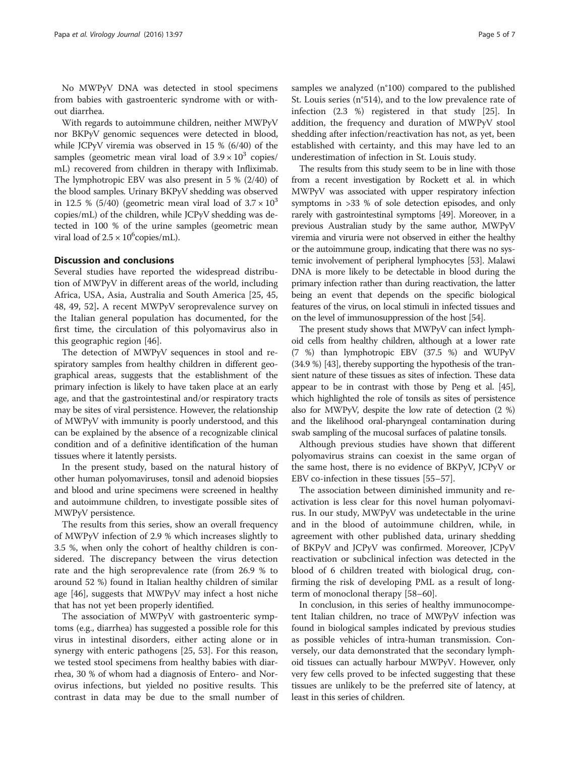No MWPyV DNA was detected in stool specimens from babies with gastroenteric syndrome with or without diarrhea.

With regards to autoimmune children, neither MWPyV nor BKPyV genomic sequences were detected in blood, while JCPyV viremia was observed in 15 % (6/40) of the samples (geometric mean viral load of $3.9 \times 10^3$ copies/mL) recovered from children in therapy with Infliximab. The lymphotropic EBV was also present in 5 % (2/40) of the blood samples. Urinary BKPyV shedding was observed in 12.5 % (5/40) (geometric mean viral load of $3.7 \times 10^3$ copies/mL) of the children, while JCPyV shedding was detected in 100 % of the urine samples (geometric mean viral load of $2.5 \times 10^6$copies/mL).

## Discussion and conclusions

Several studies have reported the widespread distribution of MWPyV in different areas of the world, including Africa, USA, Asia, Australia and South America [25, 45, 48, 49, 52]**.** A recent MWPyV seroprevalence survey on the Italian general population has documented, for the first time, the circulation of this polyomavirus also in this geographic region [46].

The detection of MWPyV sequences in stool and respiratory samples from healthy children in different geographical areas, suggests that the establishment of the primary infection is likely to have taken place at an early age, and that the gastrointestinal and/or respiratory tracts may be sites of viral persistence. However, the relationship of MWPyV with immunity is poorly understood, and this can be explained by the absence of a recognizable clinical condition and of a definitive identification of the human tissues where it latently persists.

In the present study, based on the natural history of other human polyomaviruses, tonsil and adenoid biopsies and blood and urine specimens were screened in healthy and autoimmune children, to investigate possible sites of MWPyV persistence.

The results from this series, show an overall frequency of MWPyV infection of 2.9 % which increases slightly to 3.5 %, when only the cohort of healthy children is considered. The discrepancy between the virus detection rate and the high seroprevalence rate (from 26.9 % to around 52 %) found in Italian healthy children of similar age [46], suggests that MWPyV may infect a host niche that has not yet been properly identified.

The association of MWPyV with gastroenteric symptoms (e.g., diarrhea) has suggested a possible role for this virus in intestinal disorders, either acting alone or in synergy with enteric pathogens [25, 53]. For this reason, we tested stool specimens from healthy babies with diarrhea, 30 % of whom had a diagnosis of Entero- and Norovirus infections, but yielded no positive results. This contrast in data may be due to the small number of samples we analyzed (n°100) compared to the published St. Louis series (n°514), and to the low prevalence rate of infection (2.3 %) registered in that study [25]. In addition, the frequency and duration of MWPyV stool shedding after infection/reactivation has not, as yet, been established with certainty, and this may have led to an underestimation of infection in St. Louis study.

The results from this study seem to be in line with those from a recent investigation by Rockett et al. in which MWPyV was associated with upper respiratory infection symptoms in >33 % of sole detection episodes, and only rarely with gastrointestinal symptoms [49]. Moreover, in a previous Australian study by the same author, MWPyV viremia and viruria were not observed in either the healthy or the autoimmune group, indicating that there was no systemic involvement of peripheral lymphocytes [53]. Malawi DNA is more likely to be detectable in blood during the primary infection rather than during reactivation, the latter being an event that depends on the specific biological features of the virus, on local stimuli in infected tissues and on the level of immunosuppression of the host [54].

The present study shows that MWPyV can infect lymphoid cells from healthy children, although at a lower rate (7 %) than lymphotropic EBV (37.5 %) and WUPyV (34.9 %) [43], thereby supporting the hypothesis of the transient nature of these tissues as sites of infection. These data appear to be in contrast with those by Peng et al. [45], which highlighted the role of tonsils as sites of persistence also for MWPyV, despite the low rate of detection (2 %) and the likelihood oral-pharyngeal contamination during swab sampling of the mucosal surfaces of palatine tonsils.

Although previous studies have shown that different polyomavirus strains can coexist in the same organ of the same host, there is no evidence of BKPyV, JCPyV or EBV co-infection in these tissues [55–57].

The association between diminished immunity and reactivation is less clear for this novel human polyomavirus. In our study, MWPyV was undetectable in the urine and in the blood of autoimmune children, while, in agreement with other published data, urinary shedding of BKPyV and JCPyV was confirmed. Moreover, JCPyV reactivation or subclinical infection was detected in the blood of 6 children treated with biological drug, confirming the risk of developing PML as a result of long-term of monoclonal therapy [58–60].

In conclusion, in this series of healthy immunocompetent Italian children, no trace of MWPyV infection was found in biological samples indicated by previous studies as possible vehicles of intra-human transmission. Conversely, our data demonstrated that the secondary lymphoid tissues can actually harbour MWPyV. However, only very few cells proved to be infected suggesting that these tissues are unlikely to be the preferred site of latency, at least in this series of children.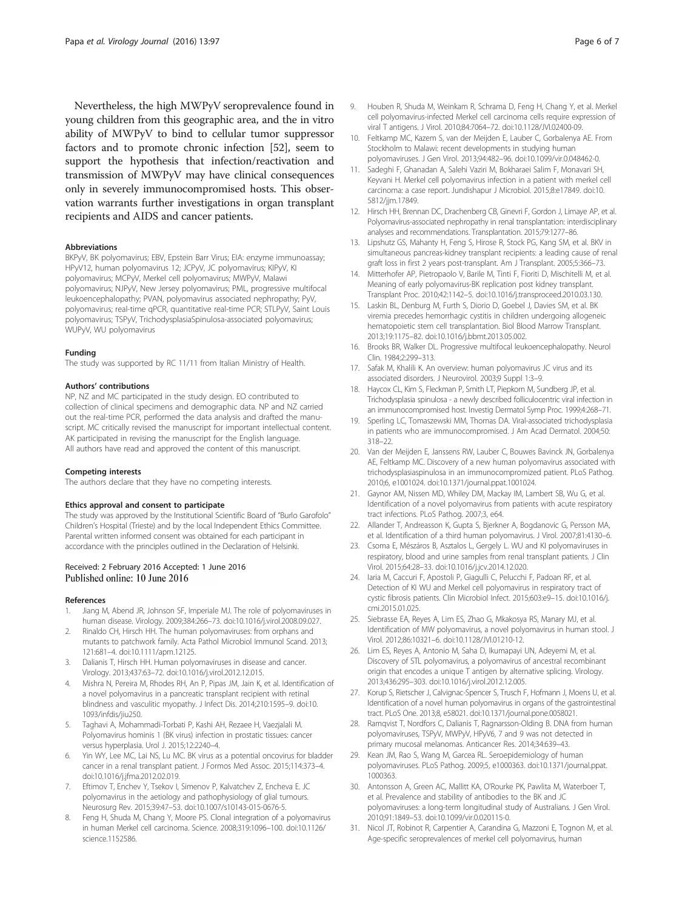Nevertheless, the high MWPyV seroprevalence found in young children from this geographic area, and the in vitro ability of MWPyV to bind to cellular tumor suppressor factors and to promote chronic infection [52], seem to support the hypothesis that infection/reactivation and transmission of MWPyV may have clinical consequences only in severely immunocompromised hosts. This observation warrants further investigations in organ transplant recipients and AIDS and cancer patients.

#### Abbreviations

BKPyV, BK polyomavirus; EBV, Epstein Barr Virus; EIA: enzyme immunoassay; HPyV12, human polyomavirus 12; JCPyV, JC polyomavirus; KIPyV, KI polyomavirus; MCPyV, Merkel cell polyomavirus; MWPyV, Malawi polyomavirus; NJPyV, New Jersey polyomavirus; PML, progressive multifocal leukoencephalopathy; PVAN, polyomavirus associated nephropathy; PyV, polyomavirus; real-time qPCR, quantitative real-time PCR; STLPyV, Saint Louis polyomavirus; TSPyV, TrichodysplasiaSpinulosa-associated polyomavirus; WUPyV, WU polyomavirus

#### Funding

The study was supported by RC 11/11 from Italian Ministry of Health.

#### Authors' contributions

NP, NZ and MC participated in the study design. EO contributed to collection of clinical specimens and demographic data. NP and NZ carried out the real-time PCR, performed the data analysis and drafted the manuscript. MC critically revised the manuscript for important intellectual content. AK participated in revising the manuscript for the English language. All authors have read and approved the content of this manuscript.

#### Competing interests

The authors declare that they have no competing interests.

#### Ethics approval and consent to participate

The study was approved by the Institutional Scientific Board of "Burlo Garofolo" Children's Hospital (Trieste) and by the local Independent Ethics Committee. Parental written informed consent was obtained for each participant in accordance with the principles outlined in the Declaration of Helsinki.

Received: 2 February 2016 Accepted: 1 June 2016
Published online: 10 June 2016

#### References

1. Jiang M, Abend JR, Johnson SF, Imperiale MJ. The role of polyomaviruses in human disease. Virology. 2009;384:266–73. doi:10.1016/j.virol.2008.09.027.
2. Rinaldo CH, Hirsch HH. The human polyomaviruses: from orphans and mutants to patchwork family. Acta Pathol Microbiol Immunol Scand. 2013; 121:681–4. doi:10.1111/apm.12125.
3. Dalianis T, Hirsch HH. Human polyomaviruses in disease and cancer. Virology. 2013;437:63–72. doi:10.1016/j.virol.2012.12.015.
4. Mishra N, Pereira M, Rhodes RH, An P, Pipas JM, Jain K, et al. Identification of a novel polyomavirus in a pancreatic transplant recipient with retinal blindness and vasculitic myopathy. J Infect Dis. 2014;210:1595–9. doi:10.1093/infdis/jiu250.
5. Taghavi A, Mohammadi-Torbati P, Kashi AH, Rezaee H, Vaezjalali M. Polyomavirus hominis 1 (BK virus) infection in prostatic tissues: cancer versus hyperplasia. Urol J. 2015;12:2240–4.
6. Yin WY, Lee MC, Lai NS, Lu MC. BK virus as a potential oncovirus for bladder cancer in a renal transplant patient. J Formos Med Assoc. 2015;114:373–4. doi:10.1016/j.jfma.2012.02.019.
7. Eftimov T, Enchev Y, Tsekov I, Simenov P, Kalvatchev Z, Encheva E. JC polyomavirus in the aetiology and pathophysiology of glial tumours. Neurosurg Rev. 2015;39:47–53. doi:10.1007/s10143-015-0676-5.
8. Feng H, Shuda M, Chang Y, Moore PS. Clonal integration of a polyomavirus in human Merkel cell carcinoma. Science. 2008;319:1096–100. doi:10.1126/science.1152586.
9. Houben R, Shuda M, Weinkam R, Schrama D, Feng H, Chang Y, et al. Merkel cell polyomavirus-infected Merkel cell carcinoma cells require expression of viral T antigens. J Virol. 2010;84:7064–72. doi:10.1128/JVI.02400-09.
10. Feltkamp MC, Kazem S, van der Meijden E, Lauber C, Gorbalenya AE. From Stockholm to Malawi: recent developments in studying human polyomaviruses. J Gen Virol. 2013;94:482–96. doi:10.1099/vir.0.048462-0.
11. Sadeghi F, Ghanadan A, Salehi Vaziri M, Bokharaei Salim F, Monavari SH, Keyvani H. Merkel cell polyomavirus infection in a patient with merkel cell carcinoma: a case report. Jundishapur J Microbiol. 2015;8:e17849. doi:10.5812/jjm.17849.
12. Hirsch HH, Brennan DC, Drachenberg CB, Ginevri F, Gordon J, Limaye AP, et al. Polyomavirus-associated nephropathy in renal transplantation: interdisciplinary analyses and recommendations. Transplantation. 2015;79:1277–86.
13. Lipshutz GS, Mahanty H, Feng S, Hirose R, Stock PG, Kang SM, et al. BKV in simultaneous pancreas-kidney transplant recipients: a leading cause of renal graft loss in first 2 years post-transplant. Am J Transplant. 2005;5:366–73.
14. Mitterhofer AP, Pietropaolo V, Barile M, Tinti F, Fioriti D, Mischitelli M, et al. Meaning of early polyomavirus-BK replication post kidney transplant. Transplant Proc. 2010;42:1142–5. doi:10.1016/j.transproceed.2010.03.130.
15. Laskin BL, Denburg M, Furth S, Diorio D, Goebel J, Davies SM, et al. BK viremia precedes hemorrhagic cystitis in children undergoing allogeneic hematopoietic stem cell transplantation. Biol Blood Marrow Transplant. 2013;19:1175–82. doi:10.1016/j.bbmt.2013.05.002.
16. Brooks BR, Walker DL. Progressive multifocal leukoencephalopathy. Neurol Clin. 1984;2:299–313.
17. Safak M, Khalili K. An overview: human polyomavirus JC virus and its associated disorders. J Neurovirol. 2003;9 Suppl 1:3–9.
18. Haycox CL, Kim S, Fleckman P, Smith LT, Piepkorn M, Sundberg JP, et al. Trichodysplasia spinulosa - a newly described folliculocentric viral infection in an immunocompromised host. Investig Dermatol Symp Proc. 1999;4:268–71.
19. Sperling LC, Tomaszewski MM, Thomas DA. Viral-associated trichodysplasia in patients who are immunocompromised. J Am Acad Dermatol. 2004;50: 318–22.
20. Van der Meijden E, Janssens RW, Lauber C, Bouwes Bavinck JN, Gorbalenya AE, Feltkamp MC. Discovery of a new human polyomavirus associated with trichodysplasiaspinulosa in an immunocompromized patient. PLoS Pathog. 2010;6, e1001024. doi:10.1371/journal.ppat.1001024.
21. Gaynor AM, Nissen MD, Whiley DM, Mackay IM, Lambert SB, Wu G, et al. Identification of a novel polyomavirus from patients with acute respiratory tract infections. PLoS Pathog. 2007;3, e64.
22. Allander T, Andreasson K, Gupta S, Bjerkner A, Bogdanovic G, Persson MA, et al. Identification of a third human polyomavirus. J Virol. 2007;81:4130–6.
23. Csoma E, Mészáros B, Asztalos L, Gergely L. WU and KI polyomaviruses in respiratory, blood and urine samples from renal transplant patients. J Clin Virol. 2015;64:28–33. doi:10.1016/j.jcv.2014.12.020.
24. Iaria M, Caccuri F, Apostoli P, Giagulli C, Pelucchi F, Padoan RF, et al. Detection of KI WU and Merkel cell polyomavirus in respiratory tract of cystic fibrosis patients. Clin Microbiol Infect. 2015;603:e9–15. doi:10.1016/j.cmi.2015.01.025.
25. Siebrasse EA, Reyes A, Lim ES, Zhao G, Mkakosya RS, Manary MJ, et al. Identification of MW polyomavirus, a novel polyomavirus in human stool. J Virol. 2012;86:10321–6. doi:10.1128/JVI.01210-12.
26. Lim ES, Reyes A, Antonio M, Saha D, Ikumapayi UN, Adeyemi M, et al. Discovery of STL polyomavirus, a polyomavirus of ancestral recombinant origin that encodes a unique T antigen by alternative splicing. Virology. 2013;436:295–303. doi:10.1016/j.virol.2012.12.005.
27. Korup S, Rietscher J, Calvignac-Spencer S, Trusch F, Hofmann J, Moens U, et al. Identification of a novel human polyomavirus in organs of the gastrointestinal tract. PLoS One. 2013;8, e58021. doi:10.1371/journal.pone.0058021.
28. Ramqvist T, Nordfors C, Dalianis T, Ragnarsson-Olding B. DNA from human polyomaviruses, TSPyV, MWPyV, HPyV6, 7 and 9 was not detected in primary mucosal melanomas. Anticancer Res. 2014;34:639–43.
29. Kean JM, Rao S, Wang M, Garcea RL. Seroepidemiology of human polyomaviruses. PLoS Pathog. 2009;5, e1000363. doi:10.1371/journal.ppat.1000363.
30. Antonsson A, Green AC, Mallitt KA, O'Rourke PK, Pawlita M, Waterboer T, et al. Prevalence and stability of antibodies to the BK and JC polyomaviruses: a long-term longitudinal study of Australians. J Gen Virol. 2010;91:1849–53. doi:10.1099/vir.0.020115-0.
31. Nicol JT, Robinot R, Carpentier A, Carandina G, Mazzoni E, Tognon M, et al. Age-specific seroprevalences of merkel cell polyomavirus, human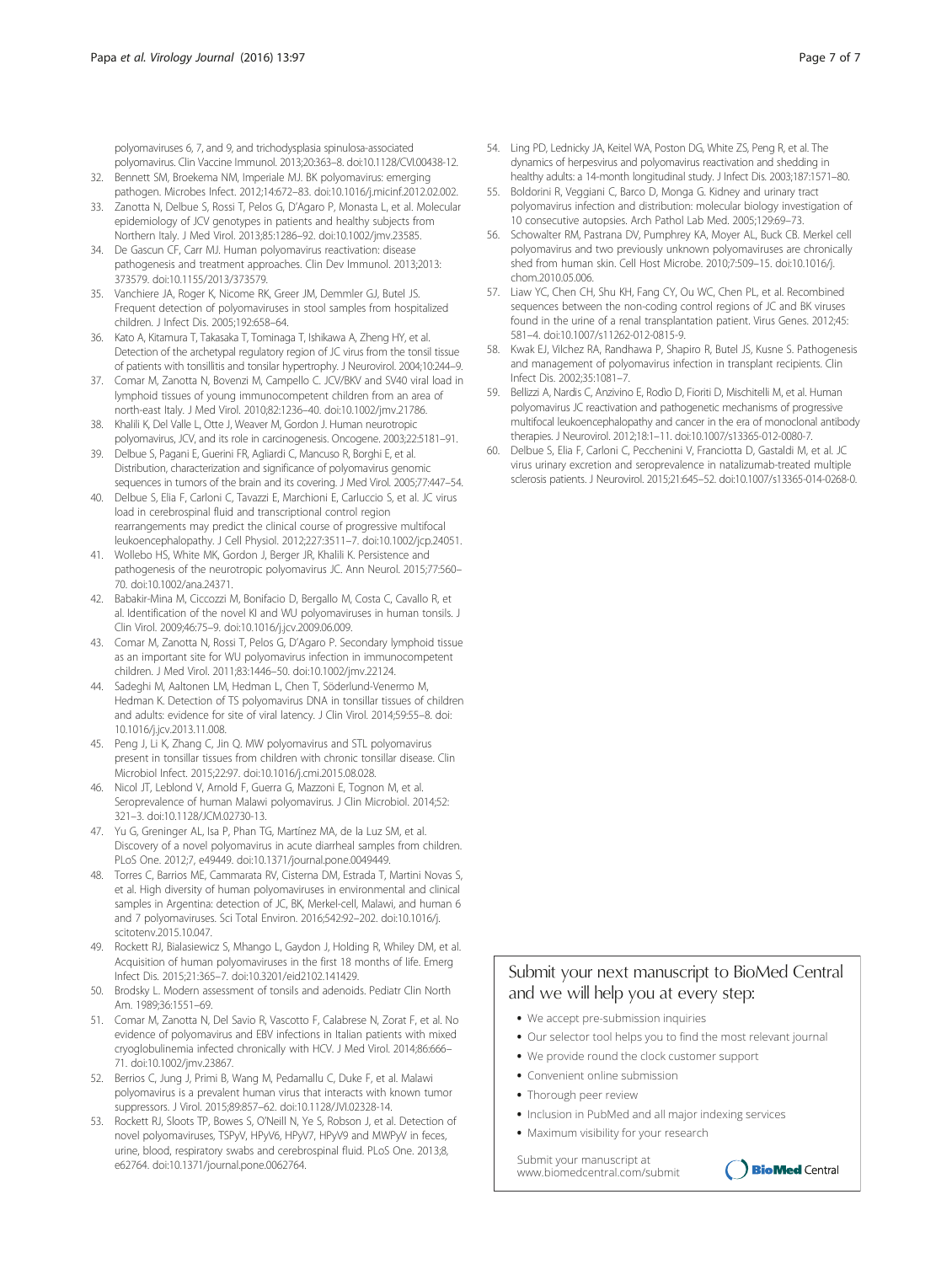polyomaviruses 6, 7, and 9, and trichodysplasia spinulosa-associated polyomavirus. Clin Vaccine Immunol. 2013;20:363–8. doi:10.1128/CVI.00438-12.

32. Bennett SM, Broekema NM, Imperiale MJ. BK polyomavirus: emerging pathogen. Microbes Infect. 2012;14:672–83. doi:10.1016/j.micinf.2012.02.002.
33. Zanotta N, Delbue S, Rossi T, Pelos G, D'Agaro P, Monasta L, et al. Molecular epidemiology of JCV genotypes in patients and healthy subjects from Northern Italy. J Med Virol. 2013;85:1286–92. doi:10.1002/jmv.23585.
34. De Gascun CF, Carr MJ. Human polyomavirus reactivation: disease pathogenesis and treatment approaches. Clin Dev Immunol. 2013;2013: 373579. doi:10.1155/2013/373579.
35. Vanchiere JA, Roger K, Nicome RK, Greer JM, Demmler GJ, Butel JS. Frequent detection of polyomaviruses in stool samples from hospitalized children. J Infect Dis. 2005;192:658–64.
36. Kato A, Kitamura T, Takasaka T, Tominaga T, Ishikawa A, Zheng HY, et al. Detection of the archetypal regulatory region of JC virus from the tonsil tissue of patients with tonsillitis and tonsilar hypertrophy. J Neurovirol. 2004;10:244–9.
37. Comar M, Zanotta N, Bovenzi M, Campello C. JCV/BKV and SV40 viral load in lymphoid tissues of young immunocompetent children from an area of north-east Italy. J Med Virol. 2010;82:1236–40. doi:10.1002/jmv.21786.
38. Khalili K, Del Valle L, Otte J, Weaver M, Gordon J. Human neurotropic polyomavirus, JCV, and its role in carcinogenesis. Oncogene. 2003;22:5181–91.
39. Delbue S, Pagani E, Guerini FR, Agliardi C, Mancuso R, Borghi E, et al. Distribution, characterization and significance of polyomavirus genomic sequences in tumors of the brain and its covering. J Med Virol. 2005;77:447–54.
40. Delbue S, Elia F, Carloni C, Tavazzi E, Marchioni E, Carluccio S, et al. JC virus load in cerebrospinal fluid and transcriptional control region rearrangements may predict the clinical course of progressive multifocal leukoencephalopathy. J Cell Physiol. 2012;227:3511–7. doi:10.1002/jcp.24051.
41. Wollebo HS, White MK, Gordon J, Berger JR, Khalili K. Persistence and pathogenesis of the neurotropic polyomavirus JC. Ann Neurol. 2015;77:560–70. doi:10.1002/ana.24371.
42. Babakir-Mina M, Ciccozzi M, Bonifacio D, Bergallo M, Costa C, Cavallo R, et al. Identification of the novel KI and WU polyomaviruses in human tonsils. J Clin Virol. 2009;46:75–9. doi:10.1016/j.jcv.2009.06.009.
43. Comar M, Zanotta N, Rossi T, Pelos G, D'Agaro P. Secondary lymphoid tissue as an important site for WU polyomavirus infection in immunocompetent children. J Med Virol. 2011;83:1446–50. doi:10.1002/jmv.22124.
44. Sadeghi M, Aaltonen LM, Hedman L, Chen T, Söderlund-Venermo M, Hedman K. Detection of TS polyomavirus DNA in tonsillar tissues of children and adults: evidence for site of viral latency. J Clin Virol. 2014;59:55–8. doi: 10.1016/j.jcv.2013.11.008.
45. Peng J, Li K, Zhang C, Jin Q. MW polyomavirus and STL polyomavirus present in tonsillar tissues from children with chronic tonsillar disease. Clin Microbiol Infect. 2015;22:97. doi:10.1016/j.cmi.2015.08.028.
46. Nicol JT, Leblond V, Arnold F, Guerra G, Mazzoni E, Tognon M, et al. Seroprevalence of human Malawi polyomavirus. J Clin Microbiol. 2014;52: 321–3. doi:10.1128/JCM.02730-13.
47. Yu G, Greninger AL, Isa P, Phan TG, Martínez MA, de la Luz SM, et al. Discovery of a novel polyomavirus in acute diarrheal samples from children. PLoS One. 2012;7, e49449. doi:10.1371/journal.pone.0049449.
48. Torres C, Barrios ME, Cammarata RV, Cisterna DM, Estrada T, Martini Novas S, et al. High diversity of human polyomaviruses in environmental and clinical samples in Argentina: detection of JC, BK, Merkel-cell, Malawi, and human 6 and 7 polyomaviruses. Sci Total Environ. 2016;542:92–202. doi:10.1016/j. scitotenv.2015.10.047.
49. Rockett RJ, Bialasiewicz S, Mhango L, Gaydon J, Holding R, Whiley DM, et al. Acquisition of human polyomaviruses in the first 18 months of life. Emerg Infect Dis. 2015;21:365–7. doi:10.3201/eid2102.141429.
50. Brodsky L. Modern assessment of tonsils and adenoids. Pediatr Clin North Am. 1989;36:1551–69.
51. Comar M, Zanotta N, Del Savio R, Vascotto F, Calabrese N, Zorat F, et al. No evidence of polyomavirus and EBV infections in Italian patients with mixed cryoglobulinemia infected chronically with HCV. J Med Virol. 2014;86:666–71. doi:10.1002/jmv.23867.
52. Berrios C, Jung J, Primi B, Wang M, Pedamallu C, Duke F, et al. Malawi polyomavirus is a prevalent human virus that interacts with known tumor suppressors. J Virol. 2015;89:857–62. doi:10.1128/JVI.02328-14.
53. Rockett RJ, Sloots TP, Bowes S, O'Neill N, Ye S, Robson J, et al. Detection of novel polyomaviruses, TSPyV, HPyV6, HPyV7, HPyV9 and MWPyV in feces, urine, blood, respiratory swabs and cerebrospinal fluid. PLoS One. 2013;8, e62764. doi:10.1371/journal.pone.0062764.
54. Ling PD, Lednicky JA, Keitel WA, Poston DG, White ZS, Peng R, et al. The dynamics of herpesvirus and polyomavirus reactivation and shedding in healthy adults: a 14-month longitudinal study. J Infect Dis. 2003;187:1571–80.
55. Boldorini R, Veggiani C, Barco D, Monga G. Kidney and urinary tract polyomavirus infection and distribution: molecular biology investigation of 10 consecutive autopsies. Arch Pathol Lab Med. 2005;129:69–73.
56. Schowalter RM, Pastrana DV, Pumphrey KA, Moyer AL, Buck CB. Merkel cell polyomavirus and two previously unknown polyomaviruses are chronically shed from human skin. Cell Host Microbe. 2010;7:509–15. doi:10.1016/j. chom.2010.05.006.
57. Liaw YC, Chen CH, Shu KH, Fang CY, Ou WC, Chen PL, et al. Recombined sequences between the non-coding control regions of JC and BK viruses found in the urine of a renal transplantation patient. Virus Genes. 2012;45: 581–4. doi:10.1007/s11262-012-0815-9.
58. Kwak EJ, Vilchez RA, Randhawa P, Shapiro R, Butel JS, Kusne S. Pathogenesis and management of polyomavirus infection in transplant recipients. Clin Infect Dis. 2002;35:1081–7.
59. Bellizzi A, Nardis C, Anzivino E, Rodio D, Fioriti D, Mischitelli M, et al. Human polyomavirus JC reactivation and pathogenetic mechanisms of progressive multifocal leukoencephalopathy and cancer in the era of monoclonal antibody therapies. J Neurovirol. 2012;18:1–11. doi:10.1007/s13365-012-0080-7.
60. Delbue S, Elia F, Carloni C, Pecchenini V, Franciotta D, Gastaldi M, et al. JC virus urinary excretion and seroprevalence in natalizumab-treated multiple sclerosis patients. J Neurovirol. 2015;21:645–52. doi:10.1007/s13365-014-0268-0.

Submit your next manuscript to BioMed Central and we will help you at every step:

- We accept pre-submission inquiries
- Our selector tool helps you to find the most relevant journal
- We provide round the clock customer support
- Convenient online submission
- Thorough peer review
- Inclusion in PubMed and all major indexing services
- Maximum visibility for your research

Submit your manuscript at www.biomedcentral.com/submit